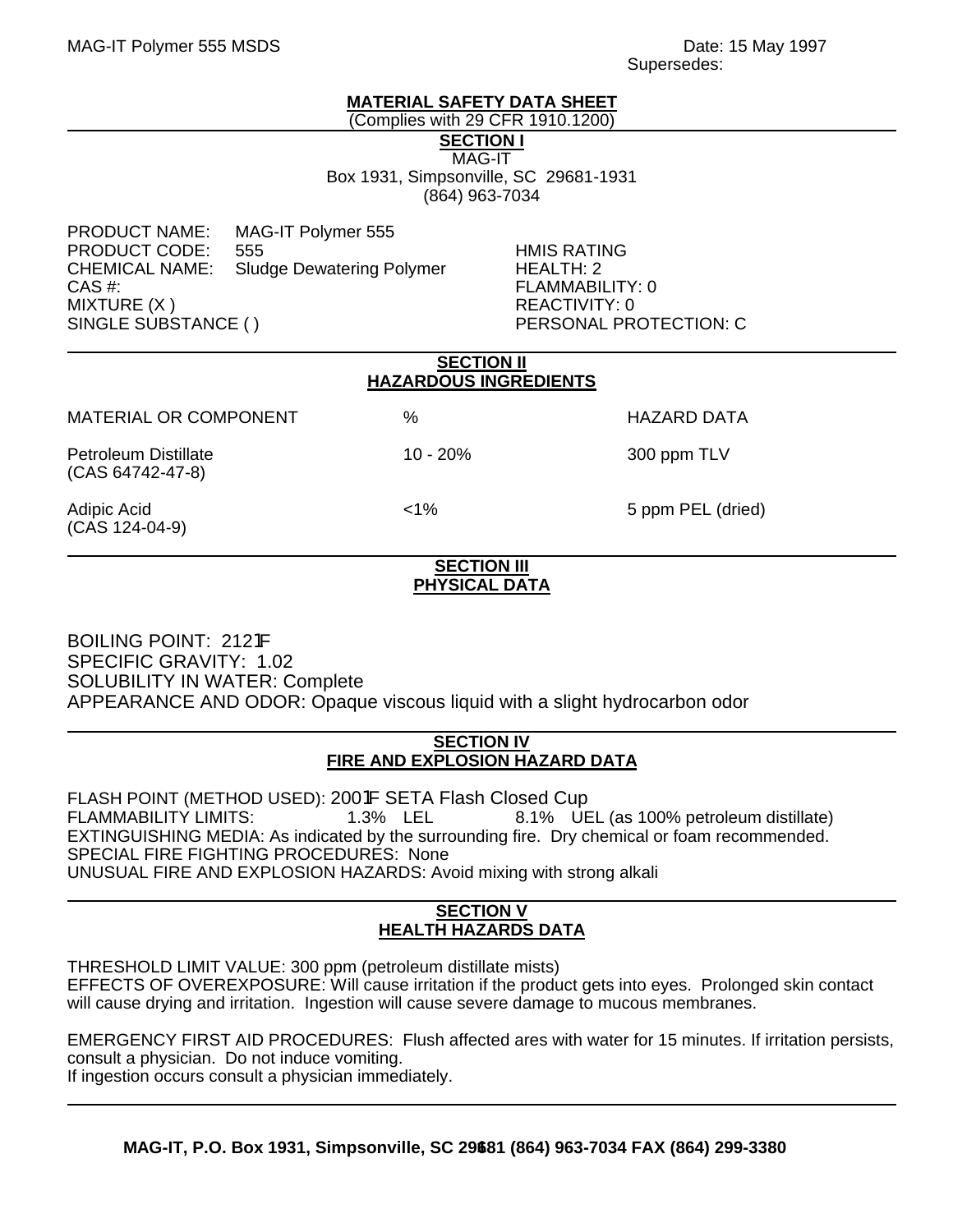MAG-IT Polymer 555 MSDS

Date: 15 May 1997
Supersedes:

# MATERIAL SAFETY DATA SHEET

(Complies with 29 CFR 1910.1200)

## SECTION I

MAG-IT
Box 1931, Simpsonville, SC 29681-1931
(864) 963-7034

PRODUCT NAME: MAG-IT Polymer 555
PRODUCT CODE: 555
CHEMICAL NAME: Sludge Dewatering Polymer
CAS #:
MIXTURE (X )
SINGLE SUBSTANCE ( )

HMIS RATING
HEALTH: 2
FLAMMABILITY: 0
REACTIVITY: 0
PERSONAL PROTECTION: C

## SECTION II
## HAZARDOUS INGREDIENTS

| MATERIAL OR COMPONENT | % | HAZARD DATA |
|---|---|---|
| Petroleum Distillate (CAS 64742-47-8) | 10 - 20% | 300 ppm TLV |
| Adipic Acid (CAS 124-04-9) | <1% | 5 ppm PEL (dried) |

## SECTION III
## PHYSICAL DATA

BOILING POINT: 212°F
SPECIFIC GRAVITY: 1.02
SOLUBILITY IN WATER: Complete
APPEARANCE AND ODOR: Opaque viscous liquid with a slight hydrocarbon odor

## SECTION IV
## FIRE AND EXPLOSION HAZARD DATA

FLASH POINT (METHOD USED): 200°F SETA Flash Closed Cup
FLAMMABILITY LIMITS: 1.3% LEL 8.1% UEL (as 100% petroleum distillate)
EXTINGUISHING MEDIA: As indicated by the surrounding fire. Dry chemical or foam recommended.
SPECIAL FIRE FIGHTING PROCEDURES: None
UNUSUAL FIRE AND EXPLOSION HAZARDS: Avoid mixing with strong alkali

## SECTION V
## HEALTH HAZARDS DATA

THRESHOLD LIMIT VALUE: 300 ppm (petroleum distillate mists)
EFFECTS OF OVEREXPOSURE: Will cause irritation if the product gets into eyes. Prolonged skin contact will cause drying and irritation. Ingestion will cause severe damage to mucous membranes.

EMERGENCY FIRST AID PROCEDURES: Flush affected ares with water for 15 minutes. If irritation persists, consult a physician. Do not induce vomiting.
If ingestion occurs consult a physician immediately.

**MAG-IT, P.O. Box 1931, Simpsonville, SC 29681 (864) 963-7034 FAX (864) 299-3380**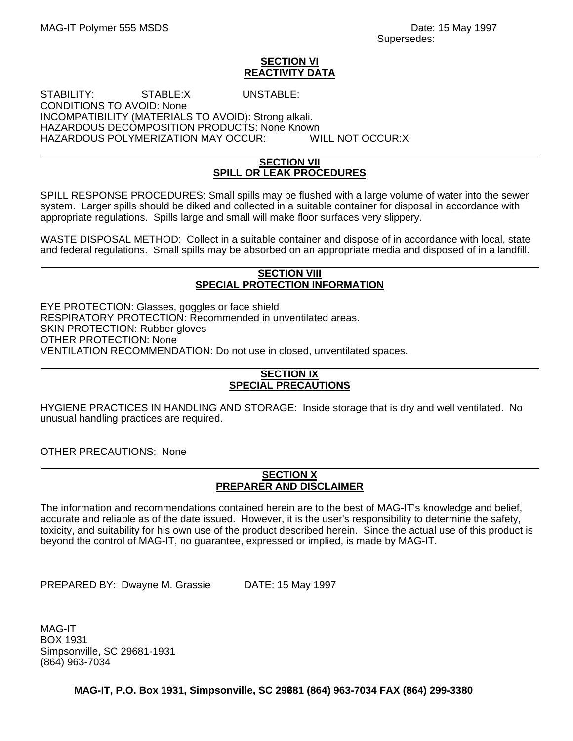## SECTION VI
## REACTIVITY DATA

STABILITY: STABLE:X UNSTABLE:
CONDITIONS TO AVOID: None
INCOMPATIBILITY (MATERIALS TO AVOID): Strong alkali.
HAZARDOUS DECOMPOSITION PRODUCTS: None Known
HAZARDOUS POLYMERIZATION MAY OCCUR: WILL NOT OCCUR:X

## SECTION VII
## SPILL OR LEAK PROCEDURES

SPILL RESPONSE PROCEDURES: Small spills may be flushed with a large volume of water into the sewer system. Larger spills should be diked and collected in a suitable container for disposal in accordance with appropriate regulations. Spills large and small will make floor surfaces very slippery.

WASTE DISPOSAL METHOD: Collect in a suitable container and dispose of in accordance with local, state and federal regulations. Small spills may be absorbed on an appropriate media and disposed of in a landfill.

## SECTION VIII
## SPECIAL PROTECTION INFORMATION

EYE PROTECTION: Glasses, goggles or face shield
RESPIRATORY PROTECTION: Recommended in unventilated areas.
SKIN PROTECTION: Rubber gloves
OTHER PROTECTION: None
VENTILATION RECOMMENDATION: Do not use in closed, unventilated spaces.

## SECTION IX
## SPECIAL PRECAUTIONS

HYGIENE PRACTICES IN HANDLING AND STORAGE: Inside storage that is dry and well ventilated. No unusual handling practices are required.

OTHER PRECAUTIONS: None

## SECTION X
## PREPARER AND DISCLAIMER

The information and recommendations contained herein are to the best of MAG-IT's knowledge and belief, accurate and reliable as of the date issued. However, it is the user's responsibility to determine the safety, toxicity, and suitability for his own use of the product described herein. Since the actual use of this product is beyond the control of MAG-IT, no guarantee, expressed or implied, is made by MAG-IT.

PREPARED BY: Dwayne M. Grassie DATE: 15 May 1997

MAG-IT
BOX 1931
Simpsonville, SC 29681-1931
(864) 963-7034